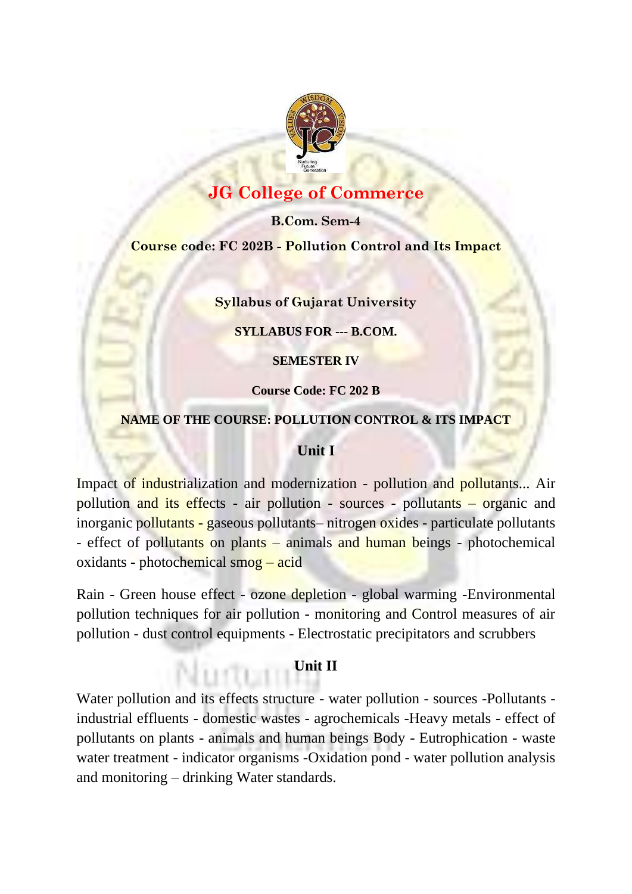# JG College of Commerce

**B.Com. Sem-4**

**Course code: FC 202B - Pollution Control and Its Impact**

**Syllabus of Gujarat University**

**SYLLABUS FOR --- B.COM.**

**SEMESTER IV**

**Course Code: FC 202 B**

**NAME OF THE COURSE: POLLUTION CONTROL & ITS IMPACT**

## Unit I

Impact of industrialization and modernization - pollution and pollutants... Air pollution and its effects - air pollution - sources - pollutants – organic and inorganic pollutants - gaseous pollutants– nitrogen oxides - particulate pollutants - effect of pollutants on plants – animals and human beings - photochemical oxidants - photochemical smog – acid

Rain - Green house effect - ozone depletion - global warming -Environmental pollution techniques for air pollution - monitoring and Control measures of air pollution - dust control equipments - Electrostatic precipitators and scrubbers

## Unit II

Water pollution and its effects structure - water pollution - sources -Pollutants - industrial effluents - domestic wastes - agrochemicals -Heavy metals - effect of pollutants on plants - animals and human beings Body - Eutrophication - waste water treatment - indicator organisms -Oxidation pond - water pollution analysis and monitoring – drinking Water standards.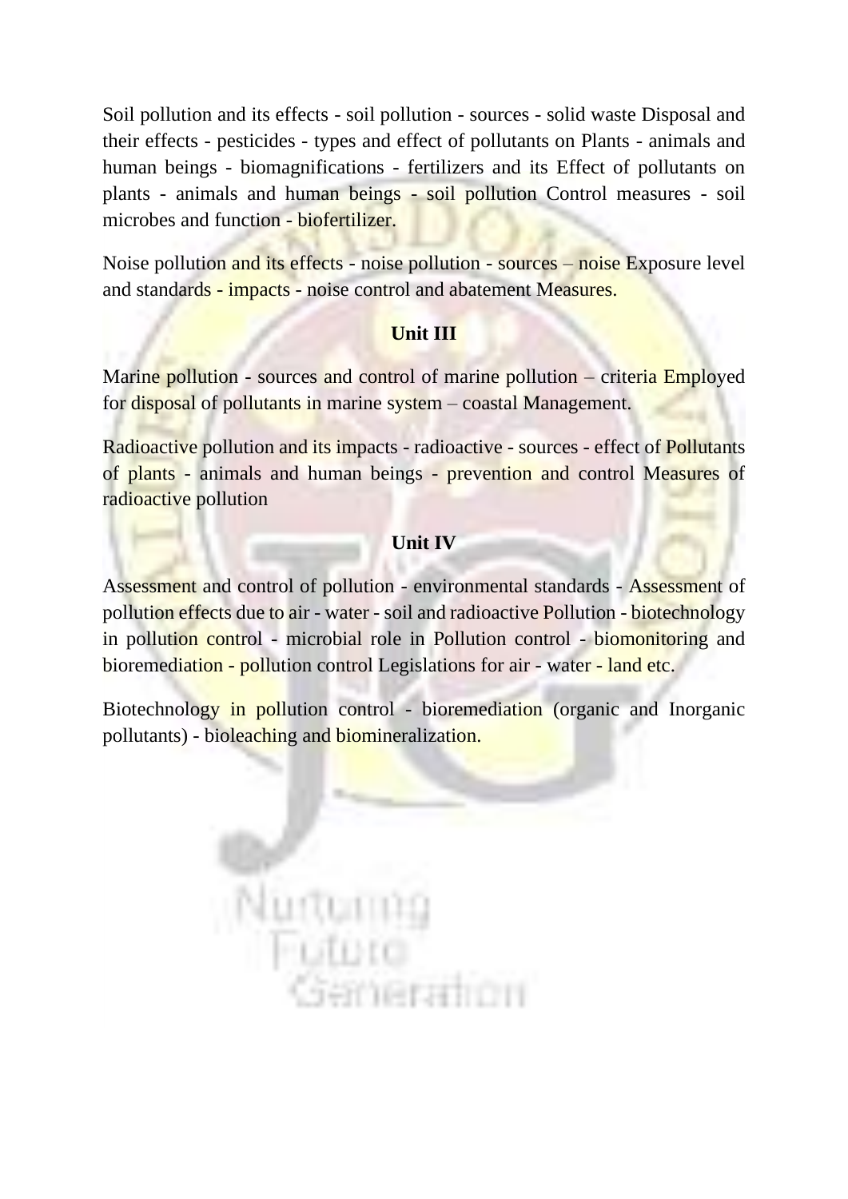Soil pollution and its effects - soil pollution - sources - solid waste Disposal and their effects - pesticides - types and effect of pollutants on Plants - animals and human beings - biomagnifications - fertilizers and its Effect of pollutants on plants - animals and human beings - soil pollution Control measures - soil microbes and function - biofertilizer.

Noise pollution and its effects - noise pollution - sources – noise Exposure level and standards - impacts - noise control and abatement Measures.

## Unit III

Marine pollution - sources and control of marine pollution – criteria Employed for disposal of pollutants in marine system – coastal Management.

Radioactive pollution and its impacts - radioactive - sources - effect of Pollutants of plants - animals and human beings - prevention and control Measures of radioactive pollution

## Unit IV

Assessment and control of pollution - environmental standards - Assessment of pollution effects due to air - water - soil and radioactive Pollution - biotechnology in pollution control - microbial role in Pollution control - biomonitoring and bioremediation - pollution control Legislations for air - water - land etc.

Biotechnology in pollution control - bioremediation (organic and Inorganic pollutants) - bioleaching and biomineralization.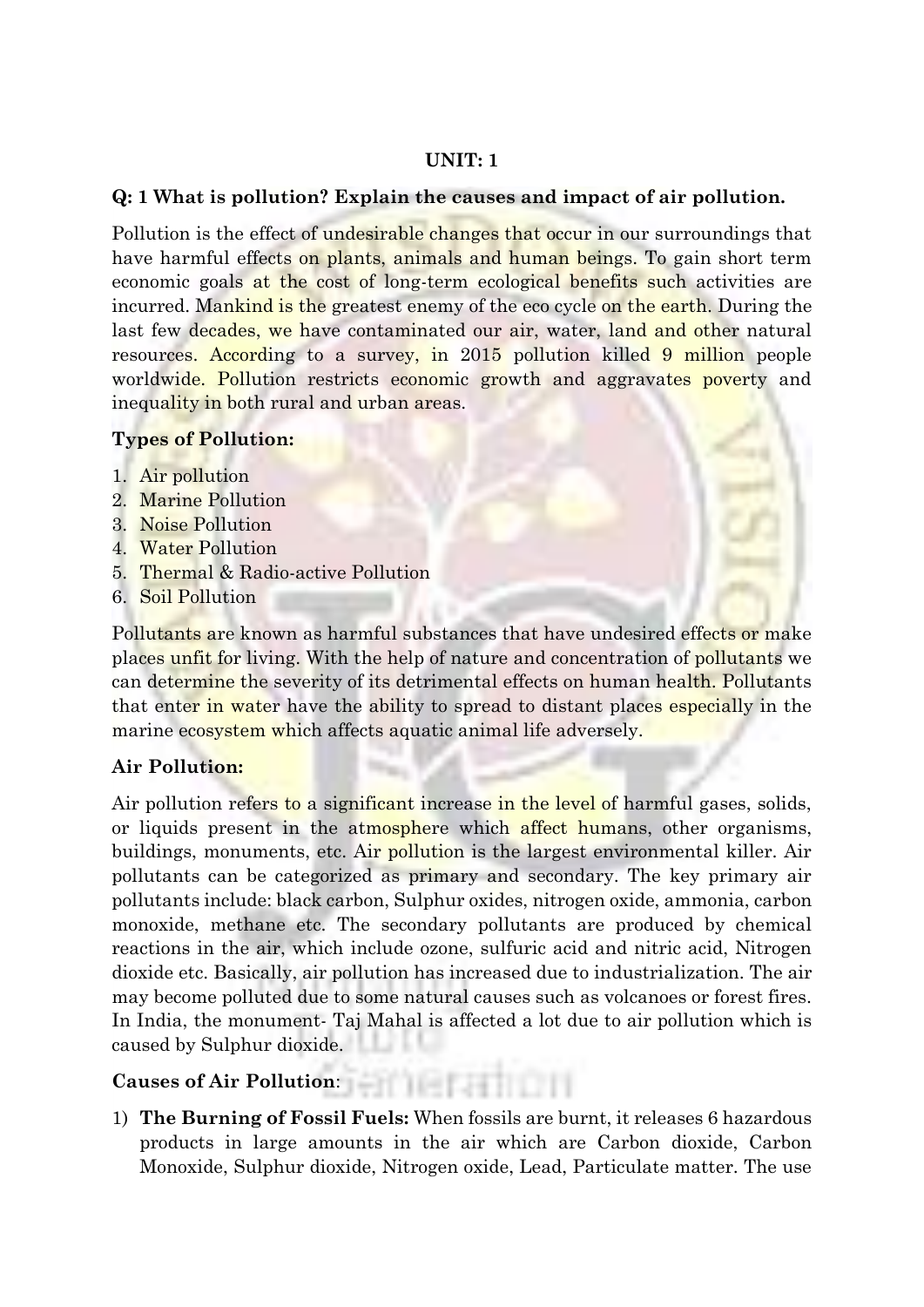## UNIT: 1

### Q: 1 What is pollution? Explain the causes and impact of air pollution.

Pollution is the effect of undesirable changes that occur in our surroundings that have harmful effects on plants, animals and human beings. To gain short term economic goals at the cost of long-term ecological benefits such activities are incurred. Mankind is the greatest enemy of the eco cycle on the earth. During the last few decades, we have contaminated our air, water, land and other natural resources. According to a survey, in 2015 pollution killed 9 million people worldwide. Pollution restricts economic growth and aggravates poverty and inequality in both rural and urban areas.

**Types of Pollution:**

1. Air pollution
2. Marine Pollution
3. Noise Pollution
4. Water Pollution
5. Thermal & Radio-active Pollution
6. Soil Pollution

Pollutants are known as harmful substances that have undesired effects or make places unfit for living. With the help of nature and concentration of pollutants we can determine the severity of its detrimental effects on human health. Pollutants that enter in water have the ability to spread to distant places especially in the marine ecosystem which affects aquatic animal life adversely.

**Air Pollution:**

Air pollution refers to a significant increase in the level of harmful gases, solids, or liquids present in the atmosphere which affect humans, other organisms, buildings, monuments, etc. Air pollution is the largest environmental killer. Air pollutants can be categorized as primary and secondary. The key primary air pollutants include: black carbon, Sulphur oxides, nitrogen oxide, ammonia, carbon monoxide, methane etc. The secondary pollutants are produced by chemical reactions in the air, which include ozone, sulfuric acid and nitric acid, Nitrogen dioxide etc. Basically, air pollution has increased due to industrialization. The air may become polluted due to some natural causes such as volcanoes or forest fires. In India, the monument- Taj Mahal is affected a lot due to air pollution which is caused by Sulphur dioxide.

**Causes of Air Pollution**:

1) **The Burning of Fossil Fuels:** When fossils are burnt, it releases 6 hazardous products in large amounts in the air which are Carbon dioxide, Carbon Monoxide, Sulphur dioxide, Nitrogen oxide, Lead, Particulate matter. The use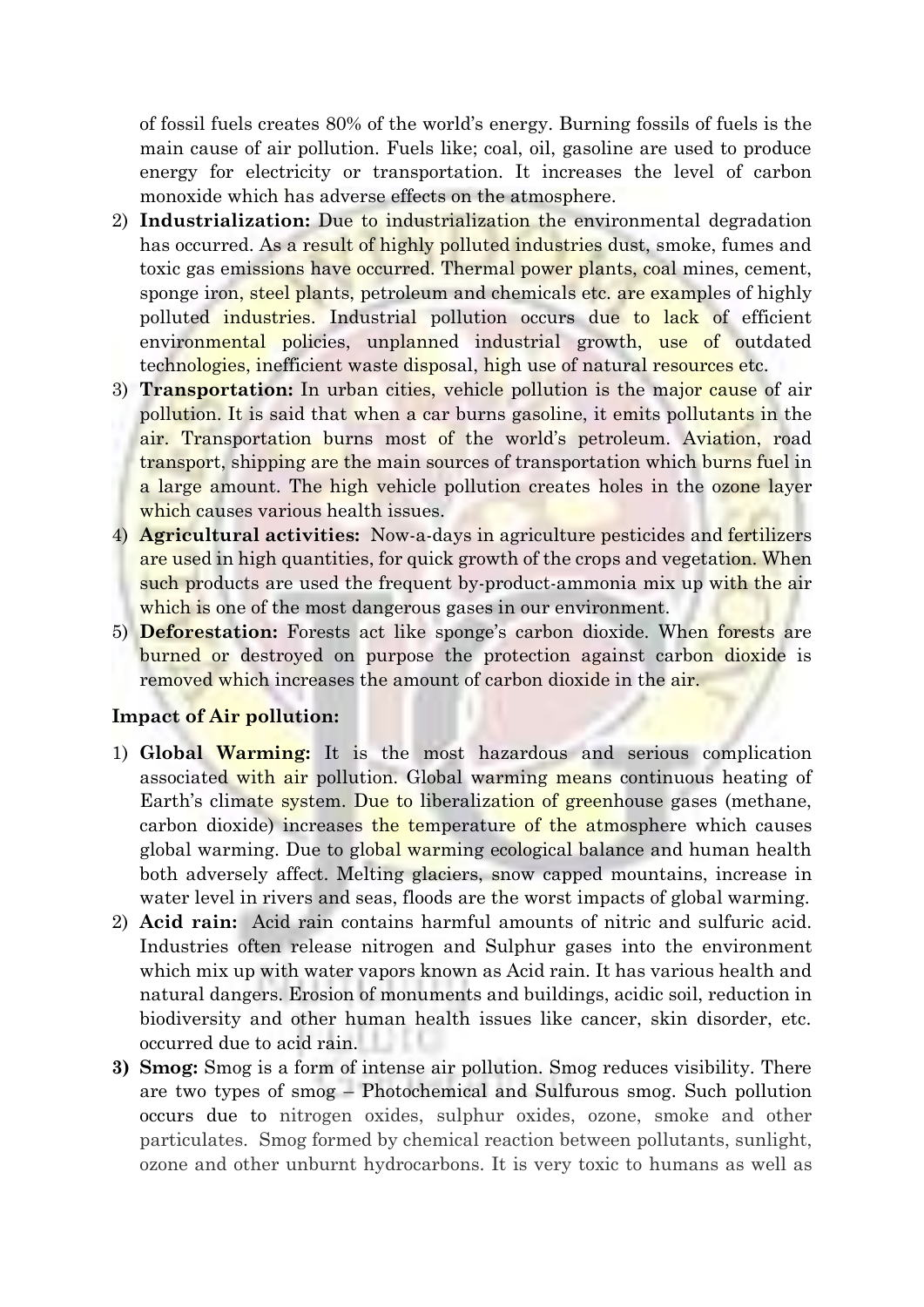of fossil fuels creates 80% of the world's energy. Burning fossils of fuels is the main cause of air pollution. Fuels like; coal, oil, gasoline are used to produce energy for electricity or transportation. It increases the level of carbon monoxide which has adverse effects on the atmosphere.

2) **Industrialization:** Due to industrialization the environmental degradation has occurred. As a result of highly polluted industries dust, smoke, fumes and toxic gas emissions have occurred. Thermal power plants, coal mines, cement, sponge iron, steel plants, petroleum and chemicals etc. are examples of highly polluted industries. Industrial pollution occurs due to lack of efficient environmental policies, unplanned industrial growth, use of outdated technologies, inefficient waste disposal, high use of natural resources etc.
3) **Transportation:** In urban cities, vehicle pollution is the major cause of air pollution. It is said that when a car burns gasoline, it emits pollutants in the air. Transportation burns most of the world's petroleum. Aviation, road transport, shipping are the main sources of transportation which burns fuel in a large amount. The high vehicle pollution creates holes in the ozone layer which causes various health issues.
4) **Agricultural activities:** Now-a-days in agriculture pesticides and fertilizers are used in high quantities, for quick growth of the crops and vegetation. When such products are used the frequent by-product-ammonia mix up with the air which is one of the most dangerous gases in our environment.
5) **Deforestation:** Forests act like sponge's carbon dioxide. When forests are burned or destroyed on purpose the protection against carbon dioxide is removed which increases the amount of carbon dioxide in the air.

**Impact of Air pollution:**

1) **Global Warming:** It is the most hazardous and serious complication associated with air pollution. Global warming means continuous heating of Earth's climate system. Due to liberalization of greenhouse gases (methane, carbon dioxide) increases the temperature of the atmosphere which causes global warming. Due to global warming ecological balance and human health both adversely affect. Melting glaciers, snow capped mountains, increase in water level in rivers and seas, floods are the worst impacts of global warming.
2) **Acid rain:** Acid rain contains harmful amounts of nitric and sulfuric acid. Industries often release nitrogen and Sulphur gases into the environment which mix up with water vapors known as Acid rain. It has various health and natural dangers. Erosion of monuments and buildings, acidic soil, reduction in biodiversity and other human health issues like cancer, skin disorder, etc. occurred due to acid rain.
3) **Smog:** Smog is a form of intense air pollution. Smog reduces visibility. There are two types of smog – Photochemical and Sulfurous smog. Such pollution occurs due to nitrogen oxides, sulphur oxides, ozone, smoke and other particulates. Smog formed by chemical reaction between pollutants, sunlight, ozone and other unburnt hydrocarbons. It is very toxic to humans as well as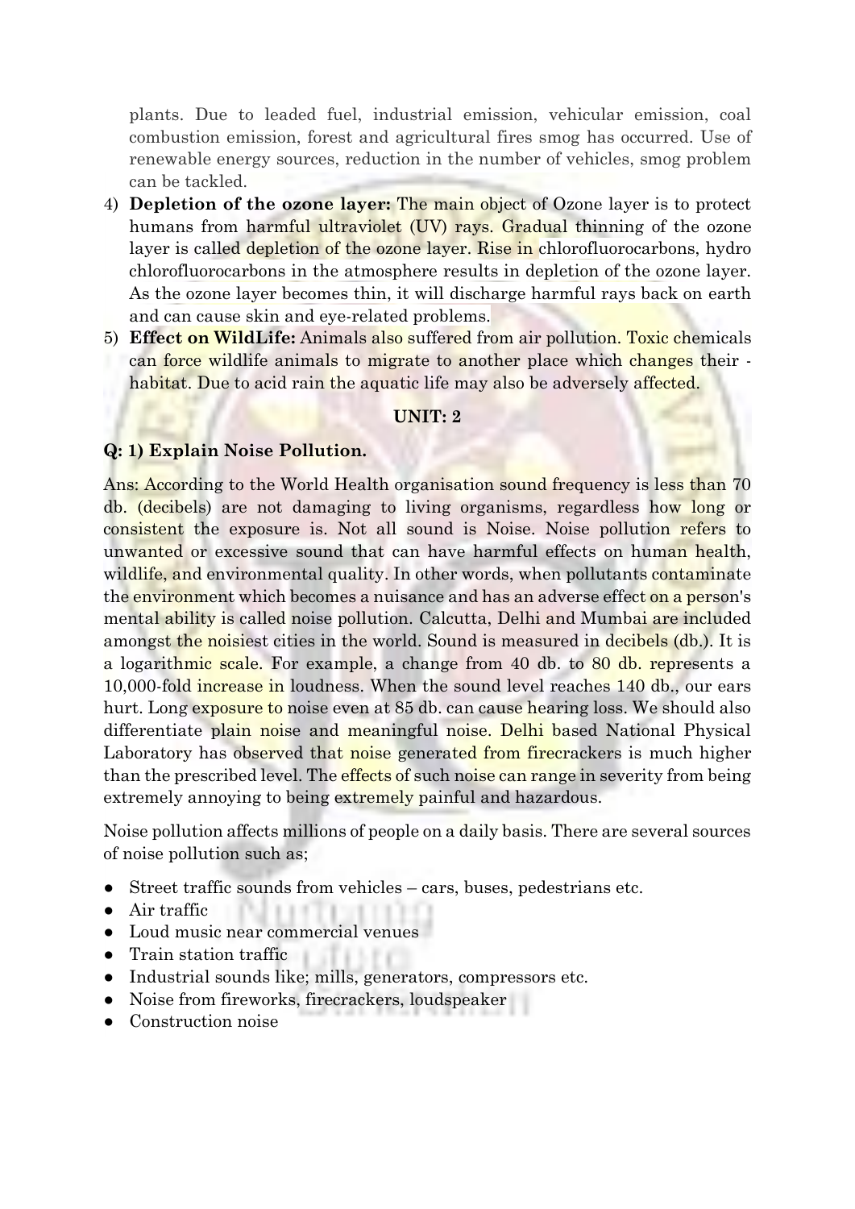plants. Due to leaded fuel, industrial emission, vehicular emission, coal combustion emission, forest and agricultural fires smog has occurred. Use of renewable energy sources, reduction in the number of vehicles, smog problem can be tackled.

4) **Depletion of the ozone layer:** The main object of Ozone layer is to protect humans from harmful ultraviolet (UV) rays. Gradual thinning of the ozone layer is called depletion of the ozone layer. Rise in chlorofluorocarbons, hydro chlorofluorocarbons in the atmosphere results in depletion of the ozone layer. As the ozone layer becomes thin, it will discharge harmful rays back on earth and can cause skin and eye-related problems.
5) **Effect on WildLife:** Animals also suffered from air pollution. Toxic chemicals can force wildlife animals to migrate to another place which changes their habitat. Due to acid rain the aquatic life may also be adversely affected.

## UNIT: 2

**Q: 1) Explain Noise Pollution.**

Ans: According to the World Health organisation sound frequency is less than 70 db. (decibels) are not damaging to living organisms, regardless how long or consistent the exposure is. Not all sound is Noise. Noise pollution refers to unwanted or excessive sound that can have harmful effects on human health, wildlife, and environmental quality. In other words, when pollutants contaminate the environment which becomes a nuisance and has an adverse effect on a person's mental ability is called noise pollution. Calcutta, Delhi and Mumbai are included amongst the noisiest cities in the world. Sound is measured in decibels (db.). It is a logarithmic scale. For example, a change from 40 db. to 80 db. represents a 10,000-fold increase in loudness. When the sound level reaches 140 db., our ears hurt. Long exposure to noise even at 85 db. can cause hearing loss. We should also differentiate plain noise and meaningful noise. Delhi based National Physical Laboratory has observed that noise generated from firecrackers is much higher than the prescribed level. The effects of such noise can range in severity from being extremely annoying to being extremely painful and hazardous.

Noise pollution affects millions of people on a daily basis. There are several sources of noise pollution such as;

- Street traffic sounds from vehicles – cars, buses, pedestrians etc.
- Air traffic
- Loud music near commercial venues
- Train station traffic
- Industrial sounds like; mills, generators, compressors etc.
- Noise from fireworks, firecrackers, loudspeaker
- Construction noise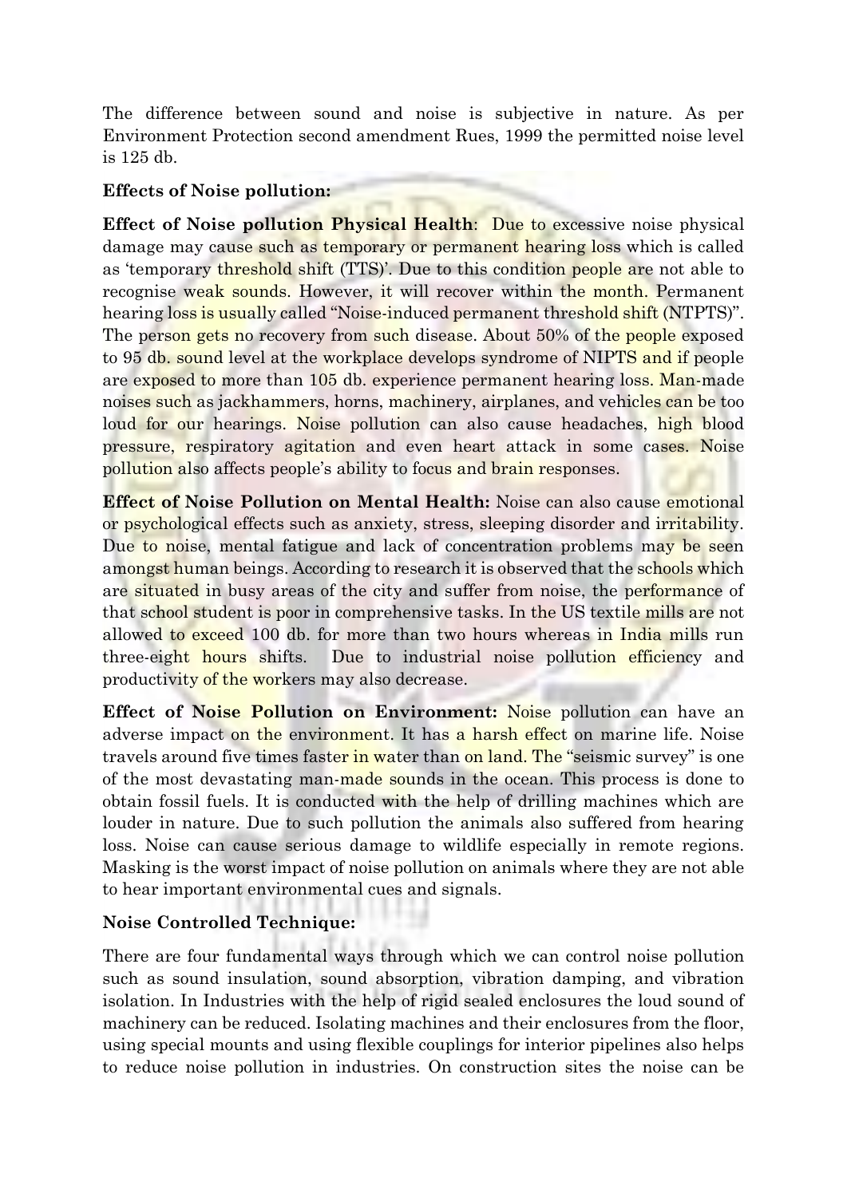The difference between sound and noise is subjective in nature. As per Environment Protection second amendment Rues, 1999 the permitted noise level is 125 db.

**Effects of Noise pollution:**

**Effect of Noise pollution Physical Health**: Due to excessive noise physical damage may cause such as temporary or permanent hearing loss which is called as 'temporary threshold shift (TTS)'. Due to this condition people are not able to recognise weak sounds. However, it will recover within the month. Permanent hearing loss is usually called "Noise-induced permanent threshold shift (NTPTS)". The person gets no recovery from such disease. About 50% of the people exposed to 95 db. sound level at the workplace develops syndrome of NIPTS and if people are exposed to more than 105 db. experience permanent hearing loss. Man-made noises such as jackhammers, horns, machinery, airplanes, and vehicles can be too loud for our hearings. Noise pollution can also cause headaches, high blood pressure, respiratory agitation and even heart attack in some cases. Noise pollution also affects people's ability to focus and brain responses.

**Effect of Noise Pollution on Mental Health:** Noise can also cause emotional or psychological effects such as anxiety, stress, sleeping disorder and irritability. Due to noise, mental fatigue and lack of concentration problems may be seen amongst human beings. According to research it is observed that the schools which are situated in busy areas of the city and suffer from noise, the performance of that school student is poor in comprehensive tasks. In the US textile mills are not allowed to exceed 100 db. for more than two hours whereas in India mills run three-eight hours shifts. Due to industrial noise pollution efficiency and productivity of the workers may also decrease.

**Effect of Noise Pollution on Environment:** Noise pollution can have an adverse impact on the environment. It has a harsh effect on marine life. Noise travels around five times faster in water than on land. The "seismic survey" is one of the most devastating man-made sounds in the ocean. This process is done to obtain fossil fuels. It is conducted with the help of drilling machines which are louder in nature. Due to such pollution the animals also suffered from hearing loss. Noise can cause serious damage to wildlife especially in remote regions. Masking is the worst impact of noise pollution on animals where they are not able to hear important environmental cues and signals.

**Noise Controlled Technique:**

There are four fundamental ways through which we can control noise pollution such as sound insulation, sound absorption, vibration damping, and vibration isolation. In Industries with the help of rigid sealed enclosures the loud sound of machinery can be reduced. Isolating machines and their enclosures from the floor, using special mounts and using flexible couplings for interior pipelines also helps to reduce noise pollution in industries. On construction sites the noise can be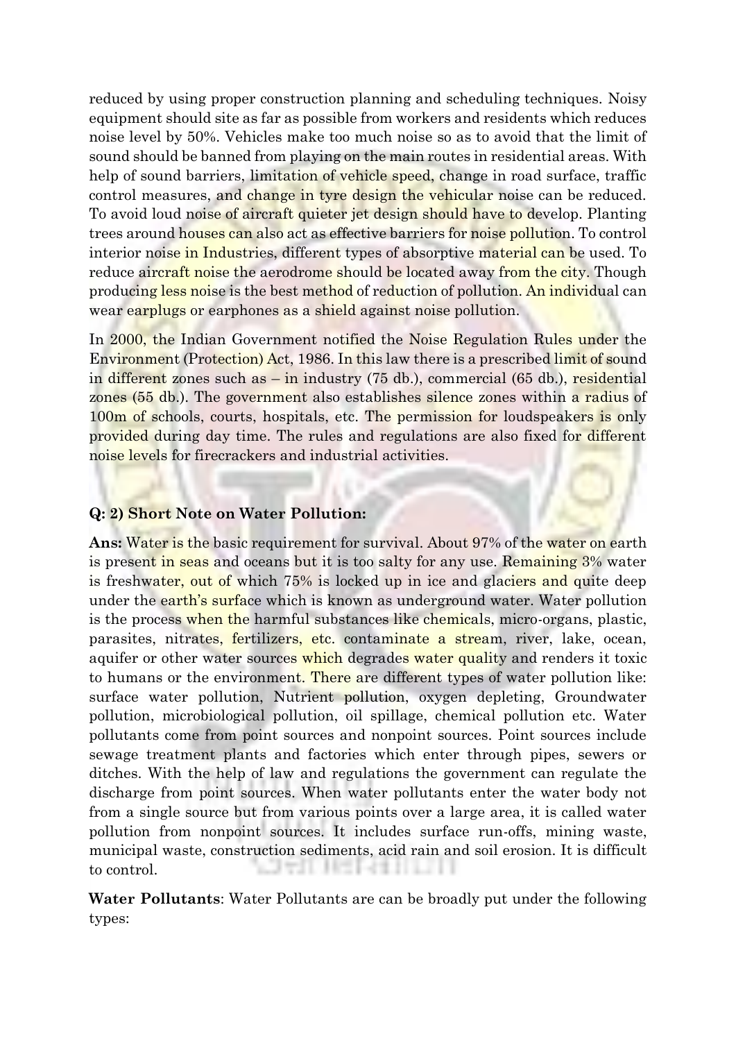reduced by using proper construction planning and scheduling techniques. Noisy equipment should site as far as possible from workers and residents which reduces noise level by 50%. Vehicles make too much noise so as to avoid that the limit of sound should be banned from playing on the main routes in residential areas. With help of sound barriers, limitation of vehicle speed, change in road surface, traffic control measures, and change in tyre design the vehicular noise can be reduced. To avoid loud noise of aircraft quieter jet design should have to develop. Planting trees around houses can also act as effective barriers for noise pollution. To control interior noise in Industries, different types of absorptive material can be used. To reduce aircraft noise the aerodrome should be located away from the city. Though producing less noise is the best method of reduction of pollution. An individual can wear earplugs or earphones as a shield against noise pollution.

In 2000, the Indian Government notified the Noise Regulation Rules under the Environment (Protection) Act, 1986. In this law there is a prescribed limit of sound in different zones such as – in industry (75 db.), commercial (65 db.), residential zones (55 db.). The government also establishes silence zones within a radius of 100m of schools, courts, hospitals, etc. The permission for loudspeakers is only provided during day time. The rules and regulations are also fixed for different noise levels for firecrackers and industrial activities.

**Q: 2) Short Note on Water Pollution:**

**Ans:** Water is the basic requirement for survival. About 97% of the water on earth is present in seas and oceans but it is too salty for any use. Remaining 3% water is freshwater, out of which 75% is locked up in ice and glaciers and quite deep under the earth's surface which is known as underground water. Water pollution is the process when the harmful substances like chemicals, micro-organs, plastic, parasites, nitrates, fertilizers, etc. contaminate a stream, river, lake, ocean, aquifer or other water sources which degrades water quality and renders it toxic to humans or the environment. There are different types of water pollution like: surface water pollution, Nutrient pollution, oxygen depleting, Groundwater pollution, microbiological pollution, oil spillage, chemical pollution etc. Water pollutants come from point sources and nonpoint sources. Point sources include sewage treatment plants and factories which enter through pipes, sewers or ditches. With the help of law and regulations the government can regulate the discharge from point sources. When water pollutants enter the water body not from a single source but from various points over a large area, it is called water pollution from nonpoint sources. It includes surface run-offs, mining waste, municipal waste, construction sediments, acid rain and soil erosion. It is difficult to control.

**Water Pollutants**: Water Pollutants are can be broadly put under the following types: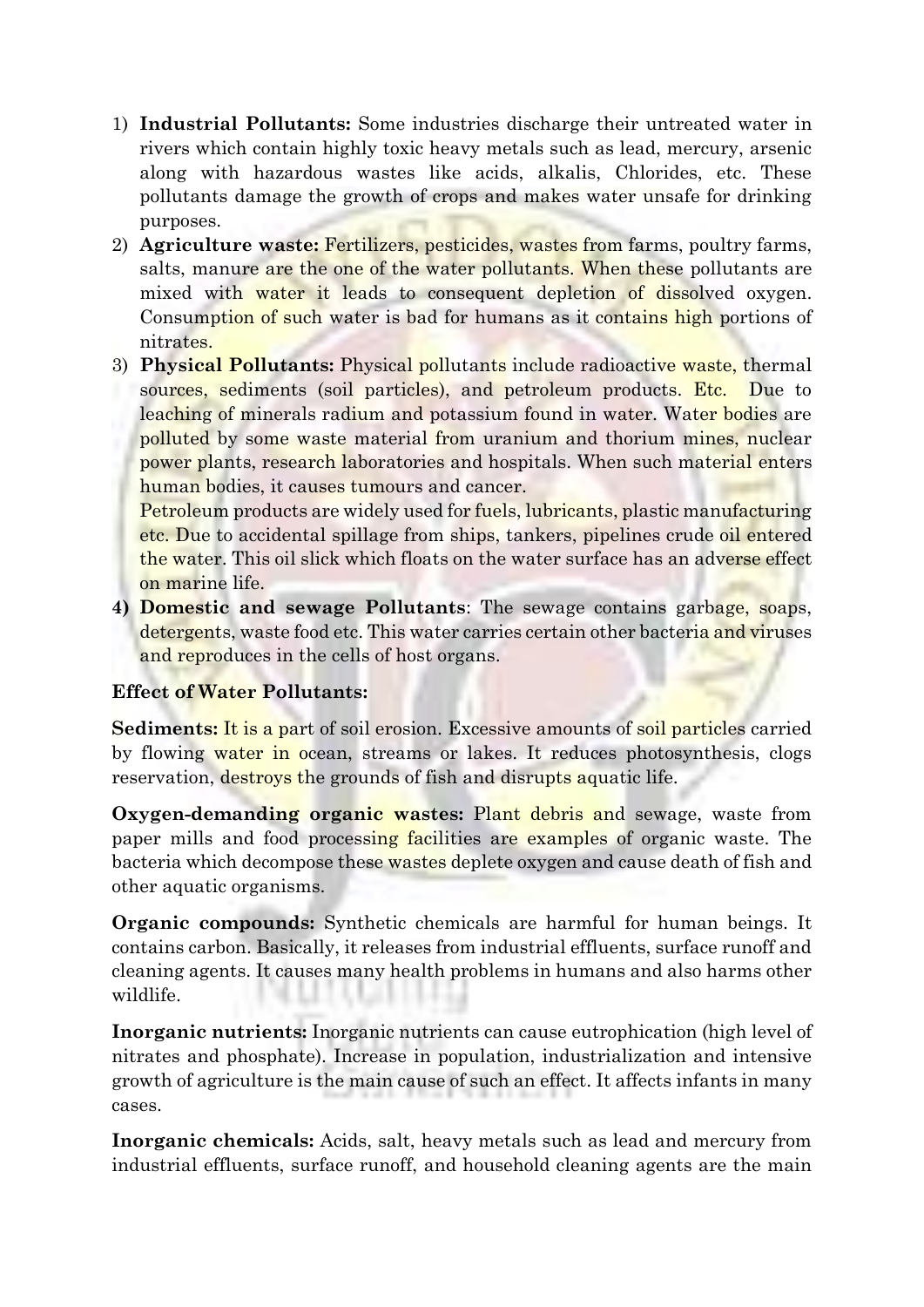1) **Industrial Pollutants:** Some industries discharge their untreated water in rivers which contain highly toxic heavy metals such as lead, mercury, arsenic along with hazardous wastes like acids, alkalis, Chlorides, etc. These pollutants damage the growth of crops and makes water unsafe for drinking purposes.
2) **Agriculture waste:** Fertilizers, pesticides, wastes from farms, poultry farms, salts, manure are the one of the water pollutants. When these pollutants are mixed with water it leads to consequent depletion of dissolved oxygen. Consumption of such water is bad for humans as it contains high portions of nitrates.
3) **Physical Pollutants:** Physical pollutants include radioactive waste, thermal sources, sediments (soil particles), and petroleum products. Etc. Due to leaching of minerals radium and potassium found in water. Water bodies are polluted by some waste material from uranium and thorium mines, nuclear power plants, research laboratories and hospitals. When such material enters human bodies, it causes tumours and cancer.

   Petroleum products are widely used for fuels, lubricants, plastic manufacturing etc. Due to accidental spillage from ships, tankers, pipelines crude oil entered the water. This oil slick which floats on the water surface has an adverse effect on marine life.
4) **Domestic and sewage Pollutants**: The sewage contains garbage, soaps, detergents, waste food etc. This water carries certain other bacteria and viruses and reproduces in the cells of host organs.

**Effect of Water Pollutants:**

**Sediments:** It is a part of soil erosion. Excessive amounts of soil particles carried by flowing water in ocean, streams or lakes. It reduces photosynthesis, clogs reservation, destroys the grounds of fish and disrupts aquatic life.

**Oxygen-demanding organic wastes:** Plant debris and sewage, waste from paper mills and food processing facilities are examples of organic waste. The bacteria which decompose these wastes deplete oxygen and cause death of fish and other aquatic organisms.

**Organic compounds:** Synthetic chemicals are harmful for human beings. It contains carbon. Basically, it releases from industrial effluents, surface runoff and cleaning agents. It causes many health problems in humans and also harms other wildlife.

**Inorganic nutrients:** Inorganic nutrients can cause eutrophication (high level of nitrates and phosphate). Increase in population, industrialization and intensive growth of agriculture is the main cause of such an effect. It affects infants in many cases.

**Inorganic chemicals:** Acids, salt, heavy metals such as lead and mercury from industrial effluents, surface runoff, and household cleaning agents are the main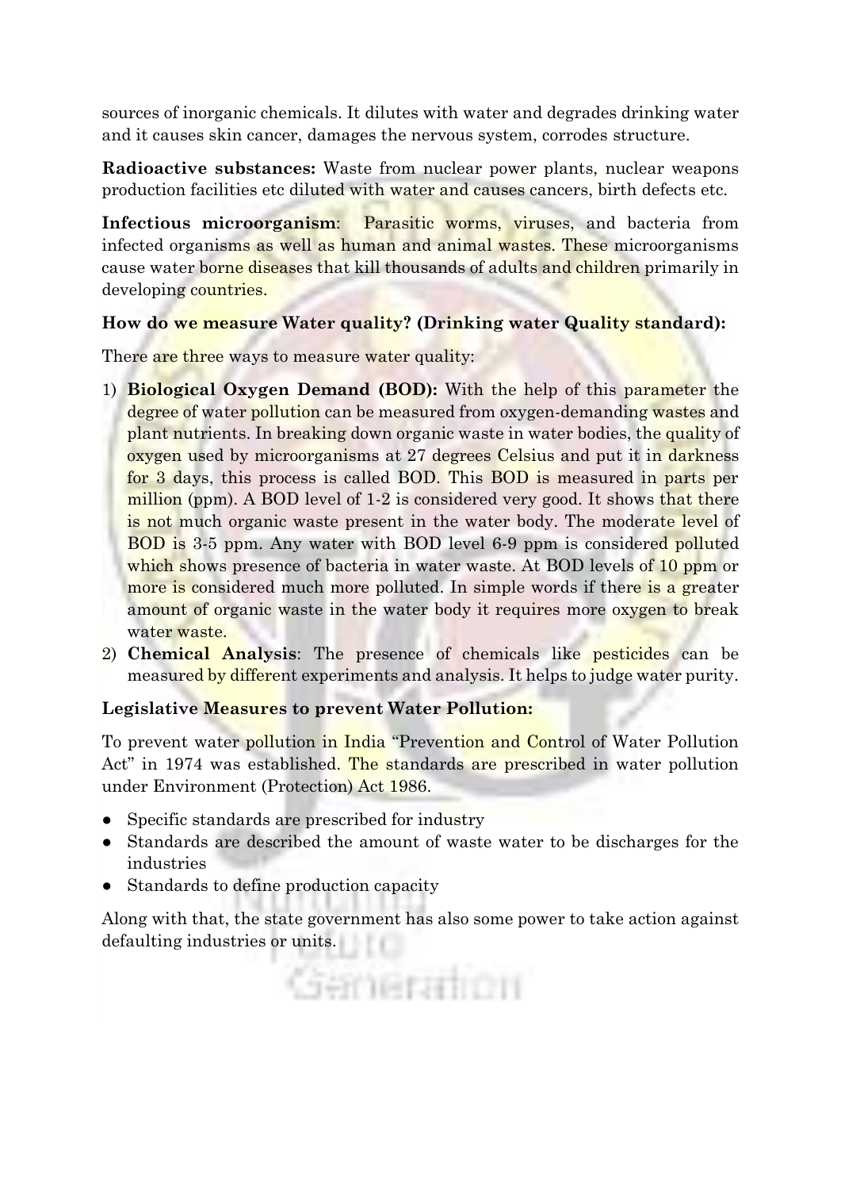sources of inorganic chemicals. It dilutes with water and degrades drinking water and it causes skin cancer, damages the nervous system, corrodes structure.

**Radioactive substances:** Waste from nuclear power plants, nuclear weapons production facilities etc diluted with water and causes cancers, birth defects etc.

**Infectious microorganism**: Parasitic worms, viruses, and bacteria from infected organisms as well as human and animal wastes. These microorganisms cause water borne diseases that kill thousands of adults and children primarily in developing countries.

**How do we measure Water quality? (Drinking water Quality standard):**

There are three ways to measure water quality:

1) **Biological Oxygen Demand (BOD):** With the help of this parameter the degree of water pollution can be measured from oxygen-demanding wastes and plant nutrients. In breaking down organic waste in water bodies, the quality of oxygen used by microorganisms at 27 degrees Celsius and put it in darkness for 3 days, this process is called BOD. This BOD is measured in parts per million (ppm). A BOD level of 1-2 is considered very good. It shows that there is not much organic waste present in the water body. The moderate level of BOD is 3-5 ppm. Any water with BOD level 6-9 ppm is considered polluted which shows presence of bacteria in water waste. At BOD levels of 10 ppm or more is considered much more polluted. In simple words if there is a greater amount of organic waste in the water body it requires more oxygen to break water waste.
2) **Chemical Analysis**: The presence of chemicals like pesticides can be measured by different experiments and analysis. It helps to judge water purity.

**Legislative Measures to prevent Water Pollution:**

To prevent water pollution in India "Prevention and Control of Water Pollution Act" in 1974 was established. The standards are prescribed in water pollution under Environment (Protection) Act 1986.

- Specific standards are prescribed for industry
- Standards are described the amount of waste water to be discharges for the industries
- Standards to define production capacity

Along with that, the state government has also some power to take action against defaulting industries or units.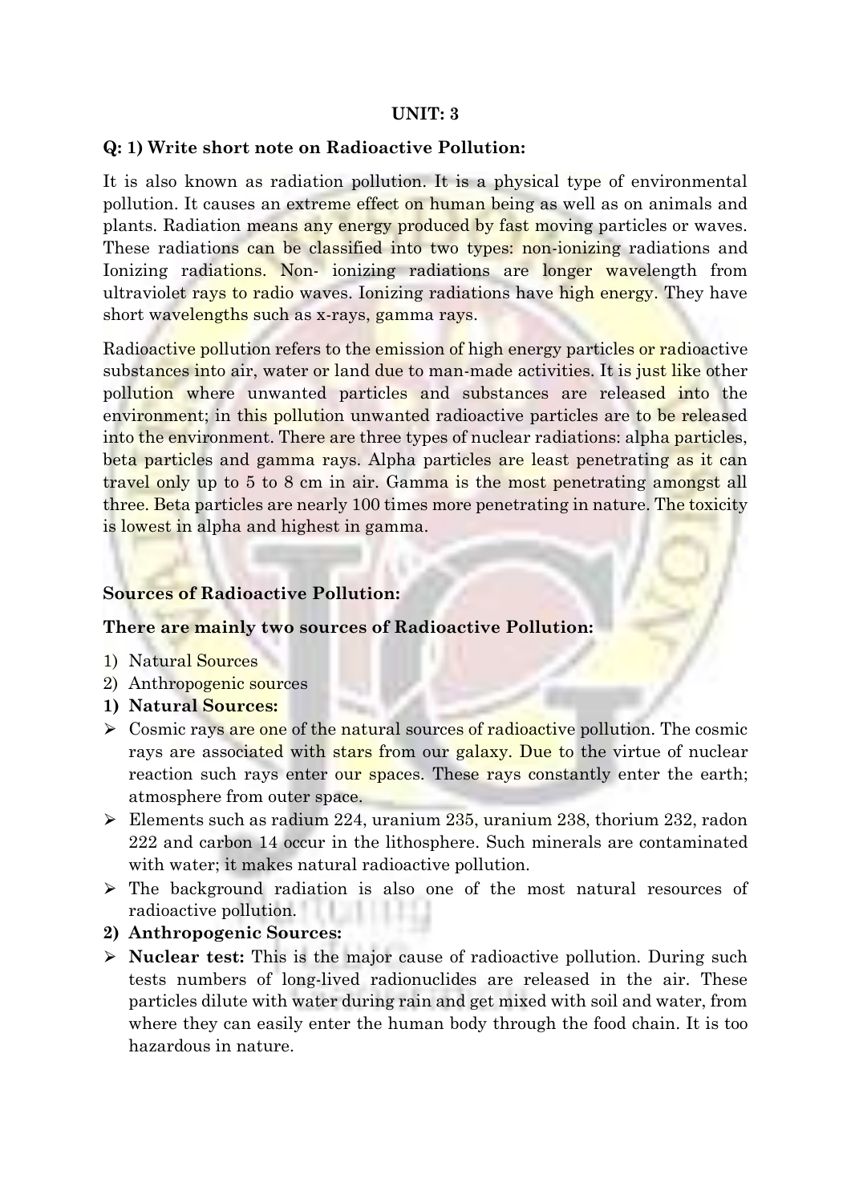**UNIT: 3**

**Q: 1) Write short note on Radioactive Pollution:**

It is also known as radiation pollution. It is a physical type of environmental pollution. It causes an extreme effect on human being as well as on animals and plants. Radiation means any energy produced by fast moving particles or waves. These radiations can be classified into two types: non-ionizing radiations and Ionizing radiations. Non- ionizing radiations are longer wavelength from ultraviolet rays to radio waves. Ionizing radiations have high energy. They have short wavelengths such as x-rays, gamma rays.

Radioactive pollution refers to the emission of high energy particles or radioactive substances into air, water or land due to man-made activities. It is just like other pollution where unwanted particles and substances are released into the environment; in this pollution unwanted radioactive particles are to be released into the environment. There are three types of nuclear radiations: alpha particles, beta particles and gamma rays. Alpha particles are least penetrating as it can travel only up to 5 to 8 cm in air. Gamma is the most penetrating amongst all three. Beta particles are nearly 100 times more penetrating in nature. The toxicity is lowest in alpha and highest in gamma.

**Sources of Radioactive Pollution:**

**There are mainly two sources of Radioactive Pollution:**

1) Natural Sources
2) Anthropogenic sources

**1) Natural Sources:**

- Cosmic rays are one of the natural sources of radioactive pollution. The cosmic rays are associated with stars from our galaxy. Due to the virtue of nuclear reaction such rays enter our spaces. These rays constantly enter the earth; atmosphere from outer space.
- Elements such as radium 224, uranium 235, uranium 238, thorium 232, radon 222 and carbon 14 occur in the lithosphere. Such minerals are contaminated with water; it makes natural radioactive pollution.
- The background radiation is also one of the most natural resources of radioactive pollution.

**2) Anthropogenic Sources:**

- **Nuclear test:** This is the major cause of radioactive pollution. During such tests numbers of long-lived radionuclides are released in the air. These particles dilute with water during rain and get mixed with soil and water, from where they can easily enter the human body through the food chain. It is too hazardous in nature.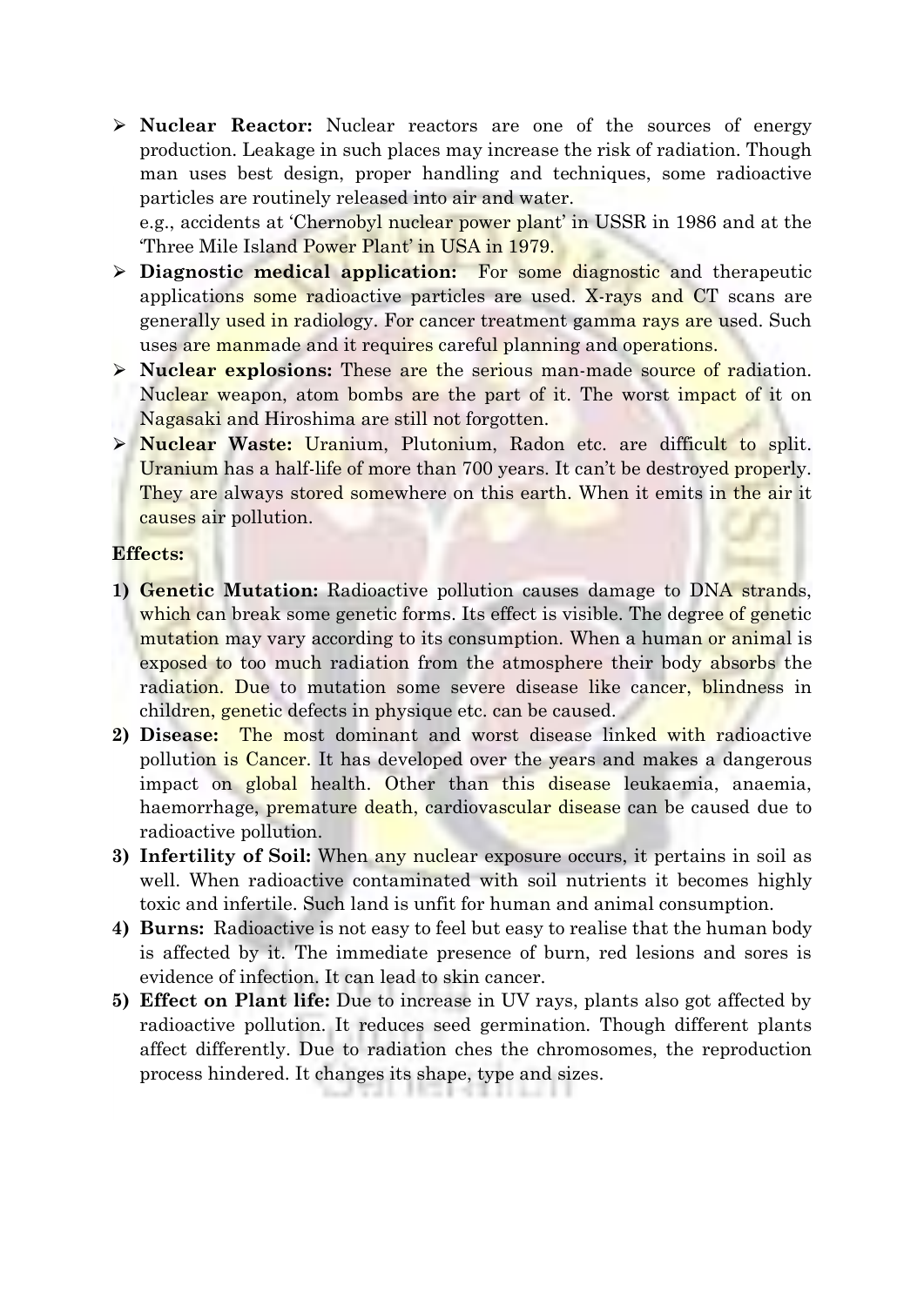- **Nuclear Reactor:** Nuclear reactors are one of the sources of energy production. Leakage in such places may increase the risk of radiation. Though man uses best design, proper handling and techniques, some radioactive particles are routinely released into air and water.
  e.g., accidents at 'Chernobyl nuclear power plant' in USSR in 1986 and at the 'Three Mile Island Power Plant' in USA in 1979.
- **Diagnostic medical application:** For some diagnostic and therapeutic applications some radioactive particles are used. X-rays and CT scans are generally used in radiology. For cancer treatment gamma rays are used. Such uses are manmade and it requires careful planning and operations.
- **Nuclear explosions:** These are the serious man-made source of radiation. Nuclear weapon, atom bombs are the part of it. The worst impact of it on Nagasaki and Hiroshima are still not forgotten.
- **Nuclear Waste:** Uranium, Plutonium, Radon etc. are difficult to split. Uranium has a half-life of more than 700 years. It can't be destroyed properly. They are always stored somewhere on this earth. When it emits in the air it causes air pollution.

**Effects:**

1) **Genetic Mutation:** Radioactive pollution causes damage to DNA strands, which can break some genetic forms. Its effect is visible. The degree of genetic mutation may vary according to its consumption. When a human or animal is exposed to too much radiation from the atmosphere their body absorbs the radiation. Due to mutation some severe disease like cancer, blindness in children, genetic defects in physique etc. can be caused.
2) **Disease:** The most dominant and worst disease linked with radioactive pollution is Cancer. It has developed over the years and makes a dangerous impact on global health. Other than this disease leukaemia, anaemia, haemorrhage, premature death, cardiovascular disease can be caused due to radioactive pollution.
3) **Infertility of Soil:** When any nuclear exposure occurs, it pertains in soil as well. When radioactive contaminated with soil nutrients it becomes highly toxic and infertile. Such land is unfit for human and animal consumption.
4) **Burns:** Radioactive is not easy to feel but easy to realise that the human body is affected by it. The immediate presence of burn, red lesions and sores is evidence of infection. It can lead to skin cancer.
5) **Effect on Plant life:** Due to increase in UV rays, plants also got affected by radioactive pollution. It reduces seed germination. Though different plants affect differently. Due to radiation ches the chromosomes, the reproduction process hindered. It changes its shape, type and sizes.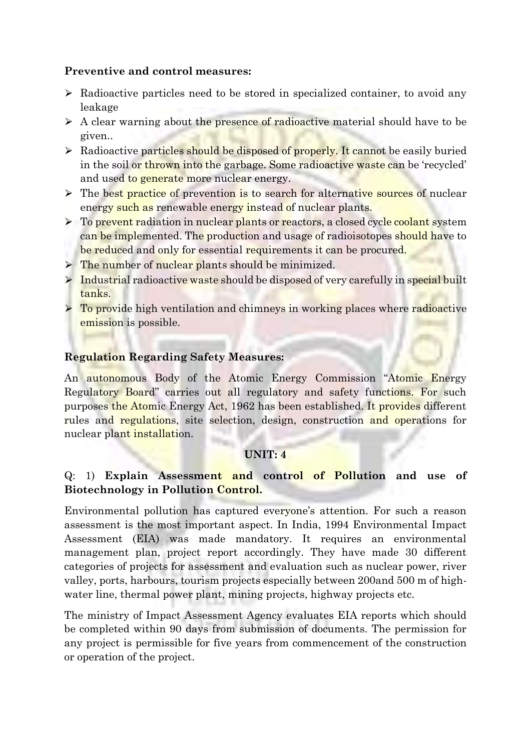**Preventive and control measures:**

- Radioactive particles need to be stored in specialized container, to avoid any leakage
- A clear warning about the presence of radioactive material should have to be given..
- Radioactive particles should be disposed of properly. It cannot be easily buried in the soil or thrown into the garbage. Some radioactive waste can be 'recycled' and used to generate more nuclear energy.
- The best practice of prevention is to search for alternative sources of nuclear energy such as renewable energy instead of nuclear plants.
- To prevent radiation in nuclear plants or reactors, a closed cycle coolant system can be implemented. The production and usage of radioisotopes should have to be reduced and only for essential requirements it can be procured.
- The number of nuclear plants should be minimized.
- Industrial radioactive waste should be disposed of very carefully in special built tanks.
- To provide high ventilation and chimneys in working places where radioactive emission is possible.

**Regulation Regarding Safety Measures:**

An autonomous Body of the Atomic Energy Commission "Atomic Energy Regulatory Board" carries out all regulatory and safety functions. For such purposes the Atomic Energy Act, 1962 has been established. It provides different rules and regulations, site selection, design, construction and operations for nuclear plant installation.

**UNIT: 4**

Q: 1) **Explain Assessment and control of Pollution and use of Biotechnology in Pollution Control.**

Environmental pollution has captured everyone's attention. For such a reason assessment is the most important aspect. In India, 1994 Environmental Impact Assessment (EIA) was made mandatory. It requires an environmental management plan, project report accordingly. They have made 30 different categories of projects for assessment and evaluation such as nuclear power, river valley, ports, harbours, tourism projects especially between 200and 500 m of high-water line, thermal power plant, mining projects, highway projects etc.

The ministry of Impact Assessment Agency evaluates EIA reports which should be completed within 90 days from submission of documents. The permission for any project is permissible for five years from commencement of the construction or operation of the project.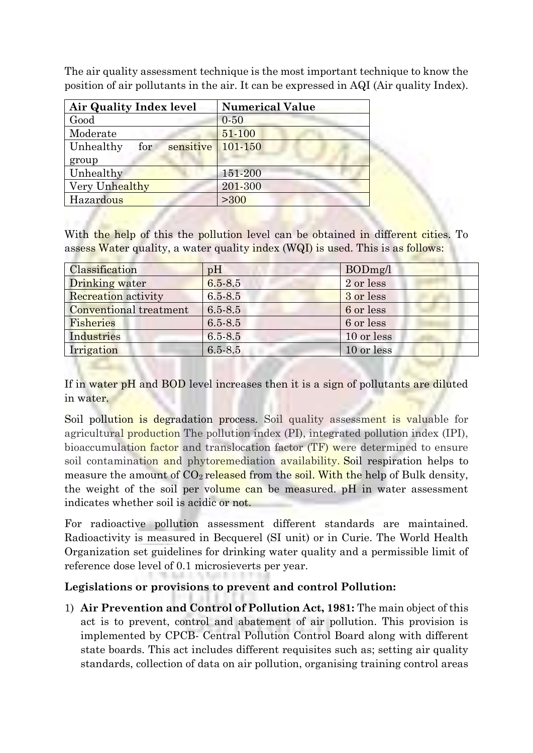The air quality assessment technique is the most important technique to know the position of air pollutants in the air. It can be expressed in AQI (Air quality Index).

| Air Quality Index level | Numerical Value |
|---|---|
| Good | 0-50 |
| Moderate | 51-100 |
| Unhealthy for sensitive group | 101-150 |
| Unhealthy | 151-200 |
| Very Unhealthy | 201-300 |
| Hazardous | >300 |

With the help of this the pollution level can be obtained in different cities. To assess Water quality, a water quality index (WQI) is used. This is as follows:

| Classification | pH | BODmg/l |
|---|---|---|
| Drinking water | 6.5-8.5 | 2 or less |
| Recreation activity | 6.5-8.5 | 3 or less |
| Conventional treatment | 6.5-8.5 | 6 or less |
| Fisheries | 6.5-8.5 | 6 or less |
| Industries | 6.5-8.5 | 10 or less |
| Irrigation | 6.5-8.5 | 10 or less |

If in water pH and BOD level increases then it is a sign of pollutants are diluted in water.

Soil pollution is degradation process. Soil quality assessment is valuable for agricultural production The pollution index (PI), integrated pollution index (IPI), bioaccumulation factor and translocation factor (TF) were determined to ensure soil contamination and phytoremediation availability. Soil respiration helps to measure the amount of $CO_2$ released from the soil. With the help of Bulk density, the weight of the soil per volume can be measured. pH in water assessment indicates whether soil is acidic or not.

For radioactive pollution assessment different standards are maintained. Radioactivity is measured in Becquerel (SI unit) or in Curie. The World Health Organization set guidelines for drinking water quality and a permissible limit of reference dose level of 0.1 microsieverts per year.

**Legislations or provisions to prevent and control Pollution:**

1) **Air Prevention and Control of Pollution Act, 1981:** The main object of this act is to prevent, control and abatement of air pollution. This provision is implemented by CPCB- Central Pollution Control Board along with different state boards. This act includes different requisites such as; setting air quality standards, collection of data on air pollution, organising training control areas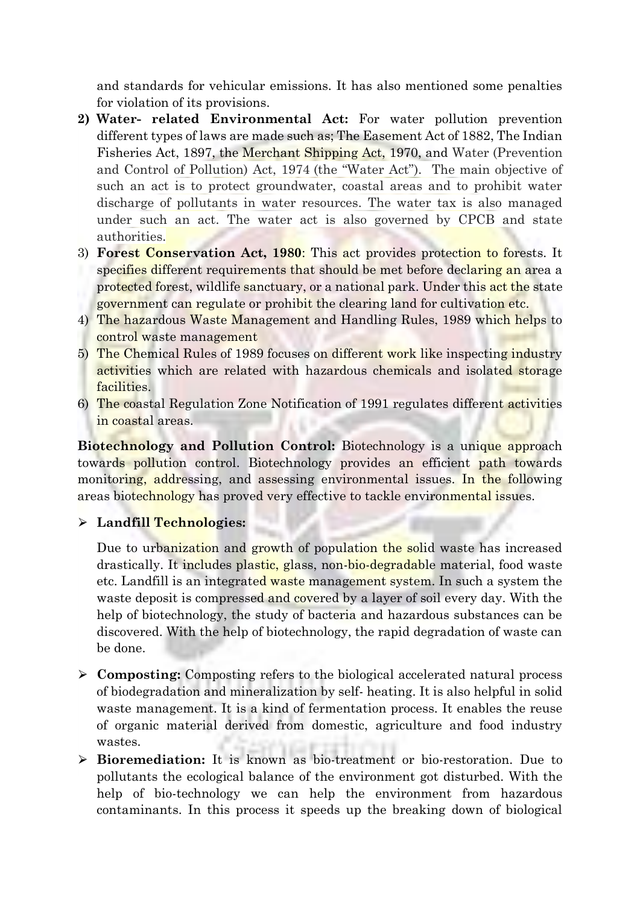and standards for vehicular emissions. It has also mentioned some penalties for violation of its provisions.

2) **Water- related Environmental Act:** For water pollution prevention different types of laws are made such as; The Easement Act of 1882, The Indian Fisheries Act, 1897, the Merchant Shipping Act, 1970, and Water (Prevention and Control of Pollution) Act, 1974 (the "Water Act"). The main objective of such an act is to protect groundwater, coastal areas and to prohibit water discharge of pollutants in water resources. The water tax is also managed under such an act. The water act is also governed by CPCB and state authorities.
3) **Forest Conservation Act, 1980**: This act provides protection to forests. It specifies different requirements that should be met before declaring an area a protected forest, wildlife sanctuary, or a national park. Under this act the state government can regulate or prohibit the clearing land for cultivation etc.
4) The hazardous Waste Management and Handling Rules, 1989 which helps to control waste management
5) The Chemical Rules of 1989 focuses on different work like inspecting industry activities which are related with hazardous chemicals and isolated storage facilities.
6) The coastal Regulation Zone Notification of 1991 regulates different activities in coastal areas.

**Biotechnology and Pollution Control:** Biotechnology is a unique approach towards pollution control. Biotechnology provides an efficient path towards monitoring, addressing, and assessing environmental issues. In the following areas biotechnology has proved very effective to tackle environmental issues.

- **Landfill Technologies:**

  Due to urbanization and growth of population the solid waste has increased drastically. It includes plastic, glass, non-bio-degradable material, food waste etc. Landfill is an integrated waste management system. In such a system the waste deposit is compressed and covered by a layer of soil every day. With the help of biotechnology, the study of bacteria and hazardous substances can be discovered. With the help of biotechnology, the rapid degradation of waste can be done.

- **Composting:** Composting refers to the biological accelerated natural process of biodegradation and mineralization by self- heating. It is also helpful in solid waste management. It is a kind of fermentation process. It enables the reuse of organic material derived from domestic, agriculture and food industry wastes.
- **Bioremediation:** It is known as bio-treatment or bio-restoration. Due to pollutants the ecological balance of the environment got disturbed. With the help of bio-technology we can help the environment from hazardous contaminants. In this process it speeds up the breaking down of biological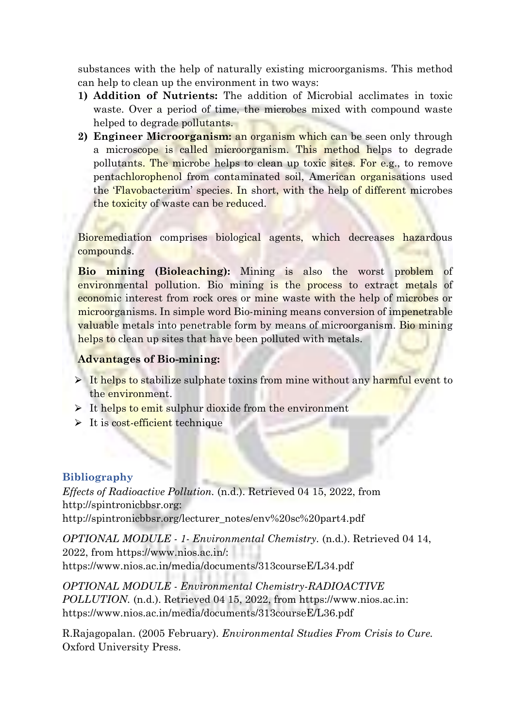substances with the help of naturally existing microorganisms. This method can help to clean up the environment in two ways:

1) **Addition of Nutrients:** The addition of Microbial acclimates in toxic waste. Over a period of time, the microbes mixed with compound waste helped to degrade pollutants.
2) **Engineer Microorganism:** an organism which can be seen only through a microscope is called microorganism. This method helps to degrade pollutants. The microbe helps to clean up toxic sites. For e.g., to remove pentachlorophenol from contaminated soil, American organisations used the 'Flavobacterium' species. In short, with the help of different microbes the toxicity of waste can be reduced.

Bioremediation comprises biological agents, which decreases hazardous compounds.

**Bio mining (Bioleaching):** Mining is also the worst problem of environmental pollution. Bio mining is the process to extract metals of economic interest from rock ores or mine waste with the help of microbes or microorganisms. In simple word Bio-mining means conversion of impenetrable valuable metals into penetrable form by means of microorganism. Bio mining helps to clean up sites that have been polluted with metals.

**Advantages of Bio-mining:**

- It helps to stabilize sulphate toxins from mine without any harmful event to the environment.
- It helps to emit sulphur dioxide from the environment
- It is cost-efficient technique

## Bibliography

*Effects of Radioactive Pollution.* (n.d.). Retrieved 04 15, 2022, from http://spintronicbbsr.org: http://spintronicbbsr.org/lecturer_notes/env%20sc%20part4.pdf

*OPTIONAL MODULE - 1- Environmental Chemistry.* (n.d.). Retrieved 04 14, 2022, from https://www.nios.ac.in/: https://www.nios.ac.in/media/documents/313courseE/L34.pdf

*OPTIONAL MODULE - Environmental Chemistry-RADIOACTIVE POLLUTION.* (n.d.). Retrieved 04 15, 2022, from https://www.nios.ac.in: https://www.nios.ac.in/media/documents/313courseE/L36.pdf

R.Rajagopalan. (2005 February). *Environmental Studies From Crisis to Cure.* Oxford University Press.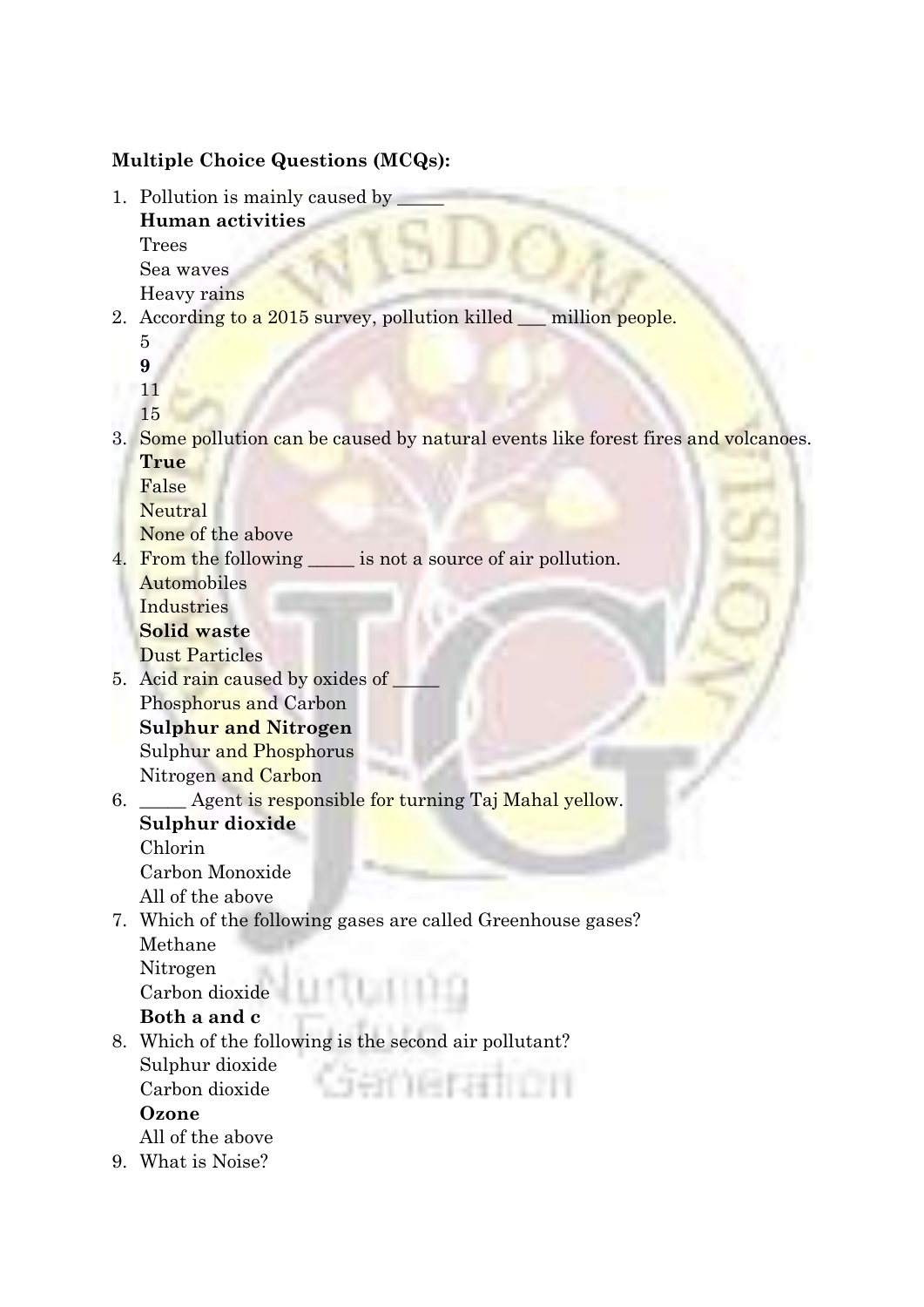**Multiple Choice Questions (MCQs):**

1. Pollution is mainly caused by _____
   **Human activities**
   Trees
   Sea waves
   Heavy rains
2. According to a 2015 survey, pollution killed ___ million people.
   5
   **9**
   11
   15
3. Some pollution can be caused by natural events like forest fires and volcanoes.
   **True**
   False
   Neutral
   None of the above
4. From the following _____ is not a source of air pollution.
   Automobiles
   Industries
   **Solid waste**
   Dust Particles
5. Acid rain caused by oxides of _____
   Phosphorus and Carbon
   **Sulphur and Nitrogen**
   Sulphur and Phosphorus
   Nitrogen and Carbon
6. _____ Agent is responsible for turning Taj Mahal yellow.
   **Sulphur dioxide**
   Chlorin
   Carbon Monoxide
   All of the above
7. Which of the following gases are called Greenhouse gases?
   Methane
   Nitrogen
   Carbon dioxide
   **Both a and c**
8. Which of the following is the second air pollutant?
   Sulphur dioxide
   Carbon dioxide
   **Ozone**
   All of the above
9. What is Noise?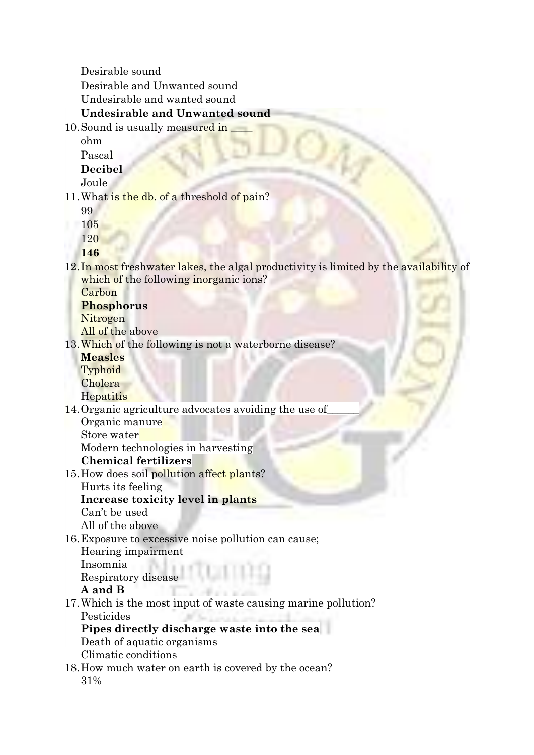Desirable sound  
Desirable and Unwanted sound  
Undesirable and wanted sound  
**Undesirable and Unwanted sound**

10. Sound is usually measured in ____  
    ohm  
    Pascal  
    **Decibel**  
    Joule
11. What is the db. of a threshold of pain?  
    99  
    105  
    120  
    **146**
12. In most freshwater lakes, the algal productivity is limited by the availability of which of the following inorganic ions?  
    Carbon  
    **Phosphorus**  
    Nitrogen  
    All of the above
13. Which of the following is not a waterborne disease?  
    **Measles**  
    Typhoid  
    Cholera  
    Hepatitis
14. Organic agriculture advocates avoiding the use of______  
    Organic manure  
    Store water  
    Modern technologies in harvesting  
    **Chemical fertilizers**
15. How does soil pollution affect plants?  
    Hurts its feeling  
    **Increase toxicity level in plants**  
    Can't be used  
    All of the above
16. Exposure to excessive noise pollution can cause;  
    Hearing impairment  
    Insomnia  
    Respiratory disease  
    **A and B**
17. Which is the most input of waste causing marine pollution?  
    Pesticides  
    **Pipes directly discharge waste into the sea**  
    Death of aquatic organisms  
    Climatic conditions
18. How much water on earth is covered by the ocean?  
    31%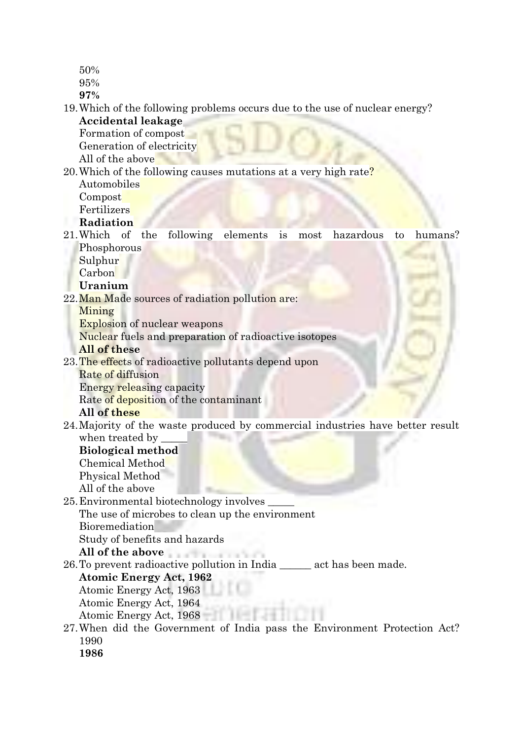50%
95%
**97%**

19. Which of the following problems occurs due to the use of nuclear energy?
    **Accidental leakage**
    Formation of compost
    Generation of electricity
    All of the above
20. Which of the following causes mutations at a very high rate?
    Automobiles
    Compost
    Fertilizers
    **Radiation**
21. Which of the following elements is most hazardous to humans?
    Phosphorous
    Sulphur
    Carbon
    **Uranium**
22. Man Made sources of radiation pollution are:
    Mining
    Explosion of nuclear weapons
    Nuclear fuels and preparation of radioactive isotopes
    **All of these**
23. The effects of radioactive pollutants depend upon
    Rate of diffusion
    Energy releasing capacity
    Rate of deposition of the contaminant
    **All of these**
24. Majority of the waste produced by commercial industries have better result when treated by _____
    **Biological method**
    Chemical Method
    Physical Method
    All of the above
25. Environmental biotechnology involves _____
    The use of microbes to clean up the environment
    Bioremediation
    Study of benefits and hazards
    **All of the above**
26. To prevent radioactive pollution in India ______ act has been made.
    **Atomic Energy Act, 1962**
    Atomic Energy Act, 1963
    Atomic Energy Act, 1964
    Atomic Energy Act, 1968
27. When did the Government of India pass the Environment Protection Act?
    1990
    **1986**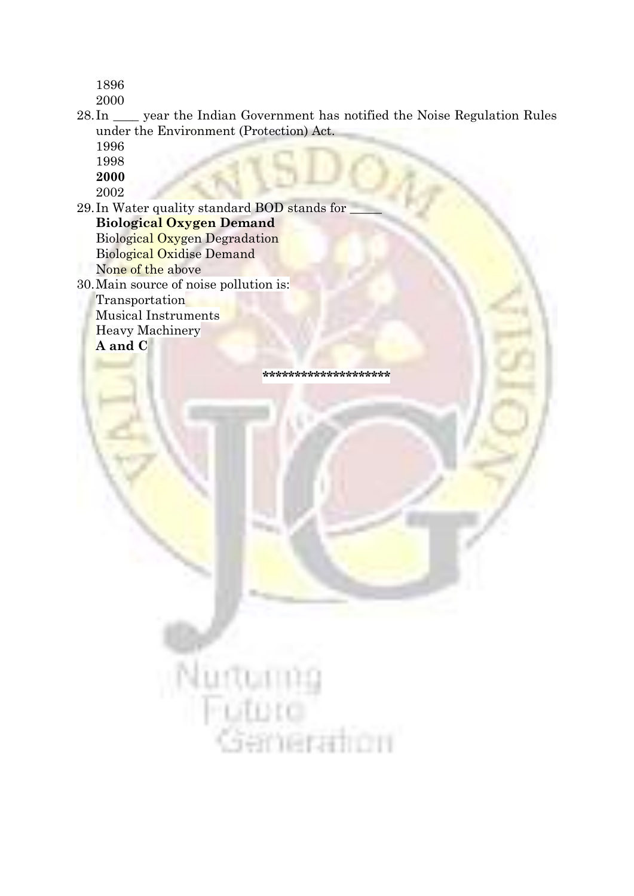1896
2000

28. In ____ year the Indian Government has notified the Noise Regulation Rules under the Environment (Protection) Act.
    1996
    1998
    **2000**
    2002

29. In Water quality standard BOD stands for _____
    **Biological Oxygen Demand**
    Biological Oxygen Degradation
    Biological Oxidise Demand
    None of the above

30. Main source of noise pollution is:
    Transportation
    Musical Instruments
    Heavy Machinery
    **A and C**

********************